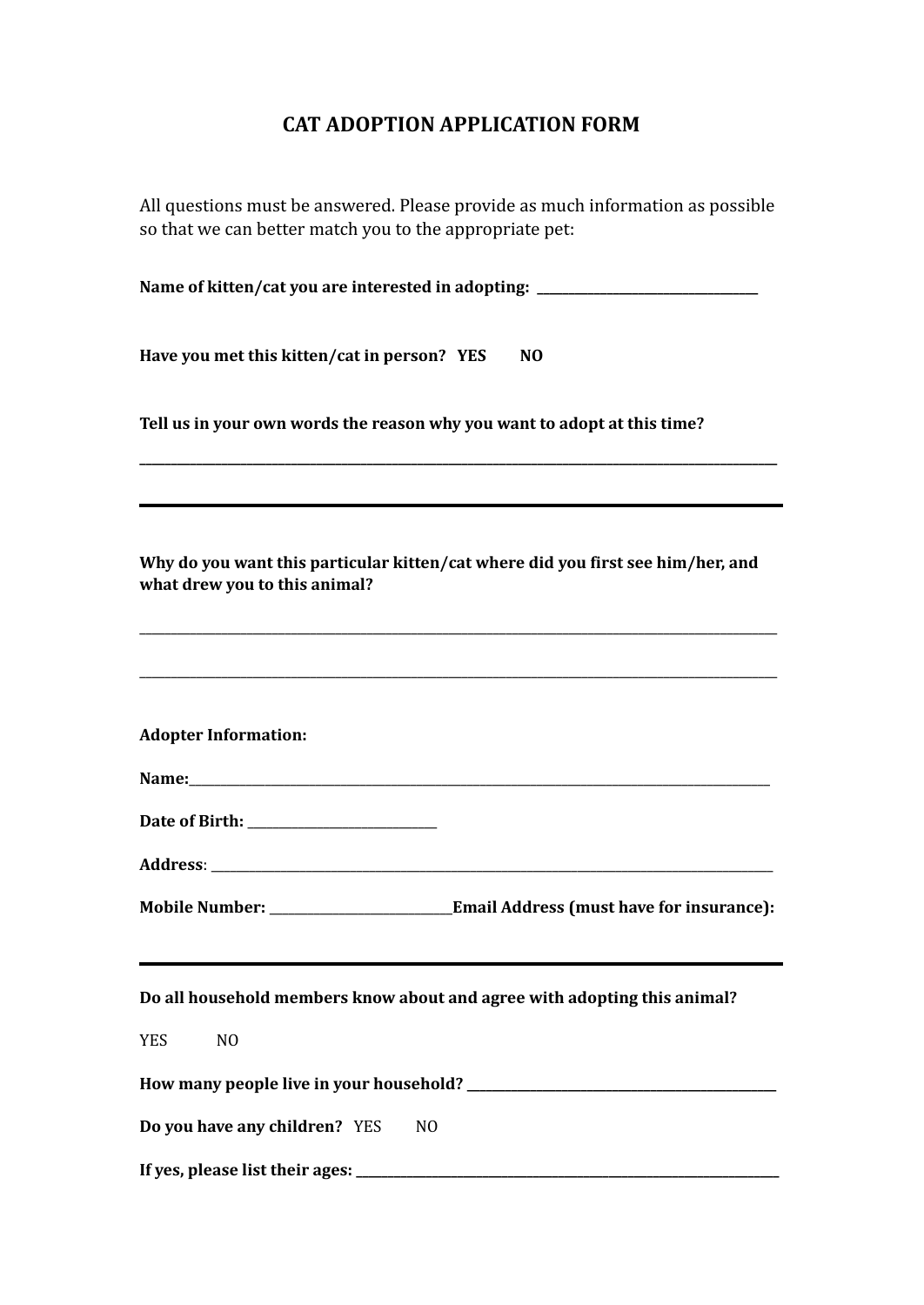# CAT ADOPTION APPLICATION FORM

All questions must be answered. Please provide as much information as possible so that we can better match you to the appropriate pet:

**Name of kitten/cat you are interested in adopting:** ___________________________________

**Have you met this kitten/cat in person?** **YES** **NO**

**Tell us in your own words the reason why you want to adopt at this time?**

_____________________________________________________________________________________________________

---

**Why do you want this particular kitten/cat where did you first see him/her, and what drew you to this animal?**

_____________________________________________________________________________________________________

_____________________________________________________________________________________________________

**Adopter Information:**

**Name:**_____________________________________________________________________________________________

**Date of Birth:** ______________________________

**Address**: __________________________________________________________________________________________

**Mobile Number:** ____________________________**Email Address (must have for insurance):**

---

**Do all household members know about and agree with adopting this animal?**

YES NO

**How many people live in your household?** _______________________________________________

**Do you have any children?** YES NO

**If yes, please list their ages:** _________________________________________________________________________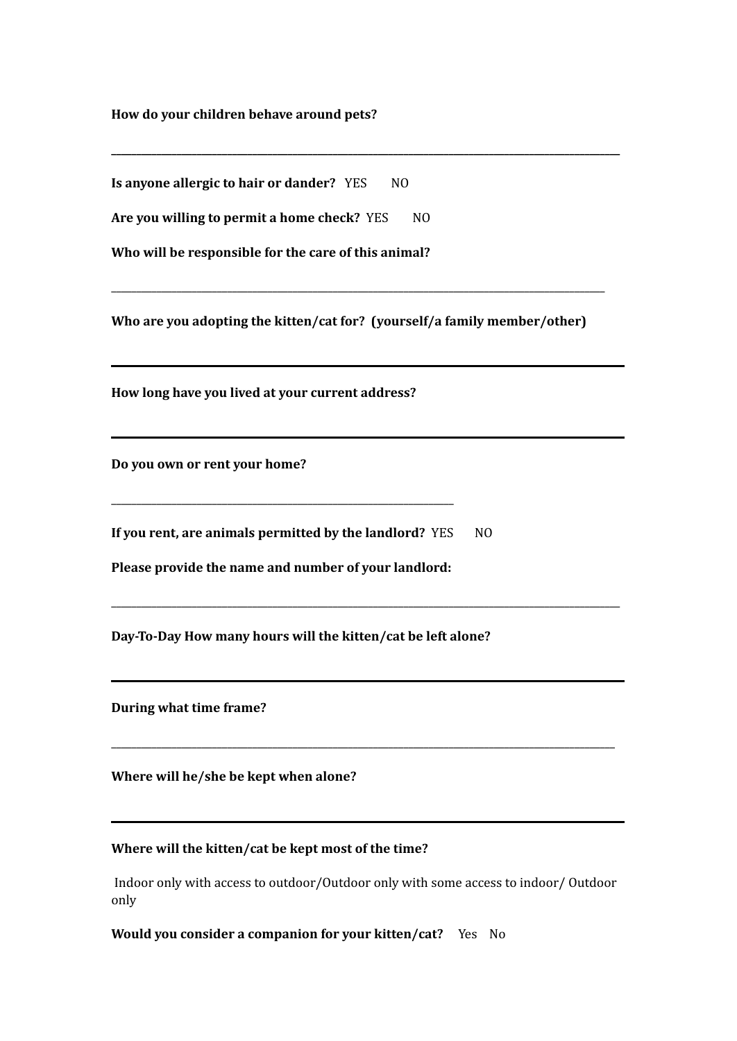**How do your children behave around pets?**

______________________________________________________________________________

**Is anyone allergic to hair or dander?** YES NO

**Are you willing to permit a home check?** YES NO

**Who will be responsible for the care of this animal?**

______________________________________________________________________________

**Who are you adopting the kitten/cat for? (yourself/a family member/other)**

______________________________________________________________________________

**How long have you lived at your current address?**

______________________________________________________________________________

**Do you own or rent your home?**

__________________________________________

**If you rent, are animals permitted by the landlord?** YES NO

**Please provide the name and number of your landlord:**

______________________________________________________________________________

**Day-To-Day How many hours will the kitten/cat be left alone?**

______________________________________________________________________________

**During what time frame?**

______________________________________________________________________________

**Where will he/she be kept when alone?**

______________________________________________________________________________

**Where will the kitten/cat be kept most of the time?**

Indoor only with access to outdoor/Outdoor only with some access to indoor/ Outdoor only

**Would you consider a companion for your kitten/cat?** Yes No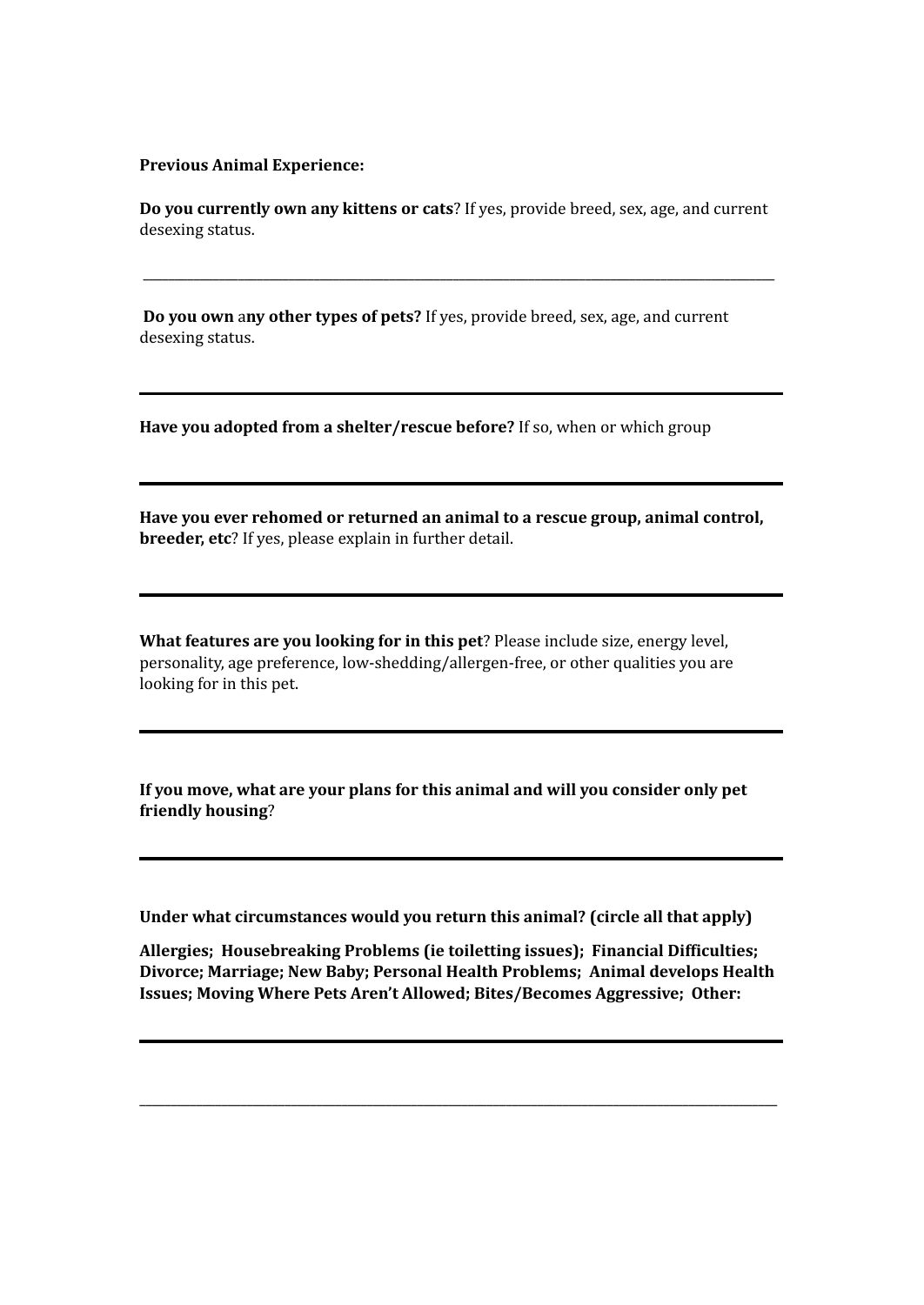**Previous Animal Experience:**

**Do you currently own any kittens or cats**? If yes, provide breed, sex, age, and current desexing status.

______________________________________________________________________________

**Do you own** a**ny other types of pets?** If yes, provide breed, sex, age, and current desexing status.

---

**Have you adopted from a shelter/rescue before?** If so, when or which group

---

**Have you ever rehomed or returned an animal to a rescue group, animal control, breeder, etc**? If yes, please explain in further detail.

---

**What features are you looking for in this pet**? Please include size, energy level, personality, age preference, low-shedding/allergen-free, or other qualities you are looking for in this pet.

---

**If you move, what are your plans for this animal and will you consider only pet friendly housing**?

---

**Under what circumstances would you return this animal? (circle all that apply)**

**Allergies; Housebreaking Problems (ie toiletting issues); Financial Difficulties; Divorce; Marriage; New Baby; Personal Health Problems; Animal develops Health Issues; Moving Where Pets Aren't Allowed; Bites/Becomes Aggressive; Other:**

---

______________________________________________________________________________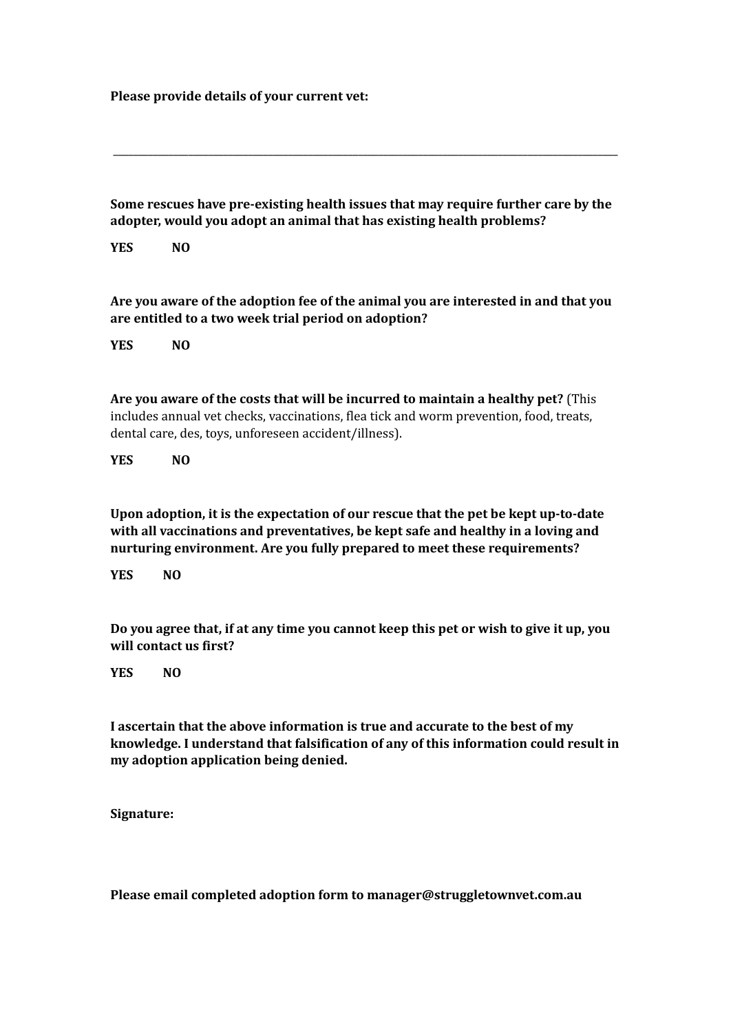**Please provide details of your current vet:**

___

**Some rescues have pre-existing health issues that may require further care by the adopter, would you adopt an animal that has existing health problems?**

**YES NO**

**Are you aware of the adoption fee of the animal you are interested in and that you are entitled to a two week trial period on adoption?**

**YES NO**

**Are you aware of the costs that will be incurred to maintain a healthy pet?** (This includes annual vet checks, vaccinations, flea tick and worm prevention, food, treats, dental care, des, toys, unforeseen accident/illness).

**YES NO**

**Upon adoption, it is the expectation of our rescue that the pet be kept up-to-date with all vaccinations and preventatives, be kept safe and healthy in a loving and nurturing environment. Are you fully prepared to meet these requirements?**

**YES NO**

**Do you agree that, if at any time you cannot keep this pet or wish to give it up, you will contact us first?**

**YES NO**

**I ascertain that the above information is true and accurate to the best of my knowledge. I understand that falsification of any of this information could result in my adoption application being denied.**

**Signature:**

**Please email completed adoption form to manager@struggletownvet.com.au**